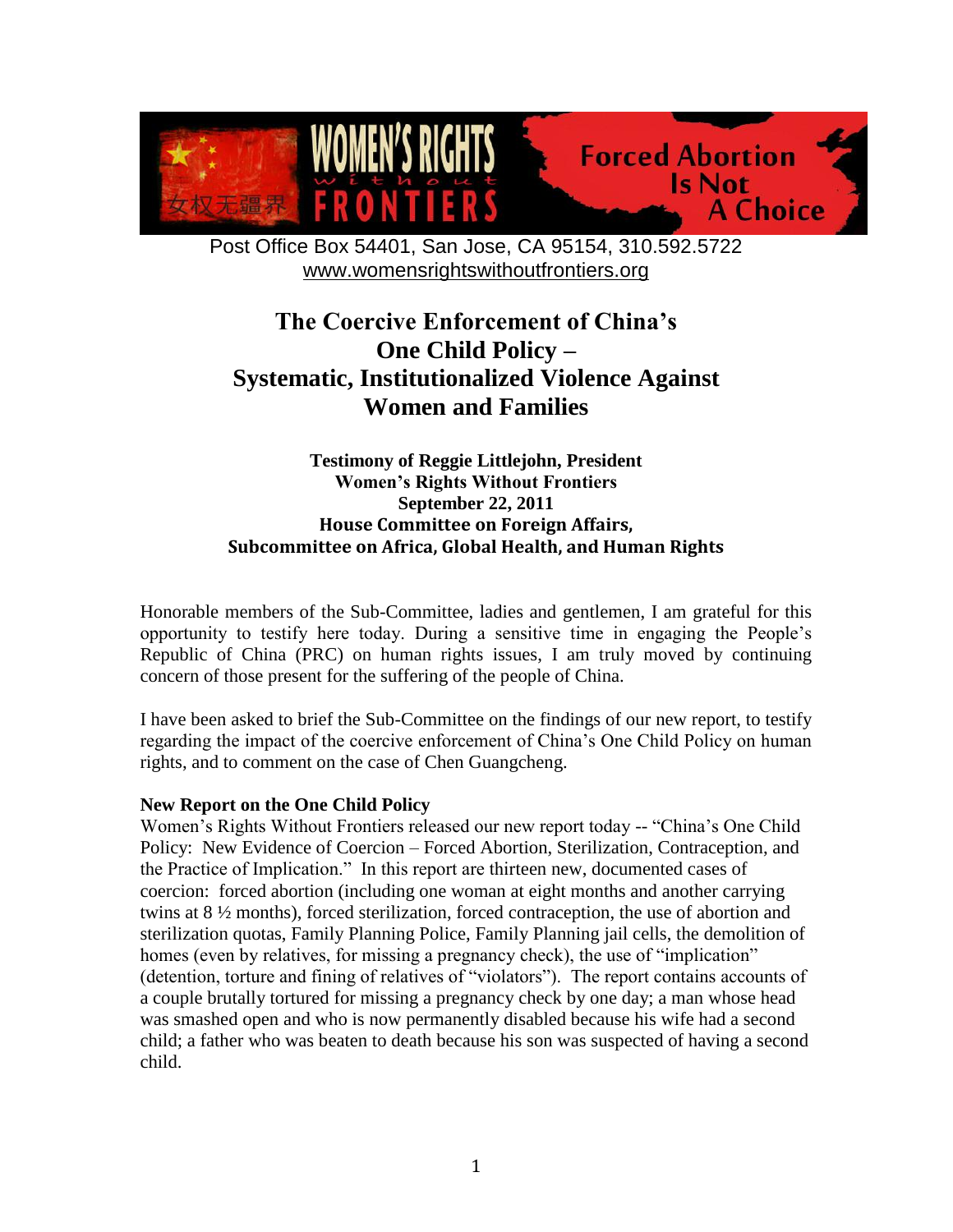WOMEN'S RIGHTS without FRONTIERS 女权无疆界 — Forced Abortion Is Not A Choice

Post Office Box 54401, San Jose, CA 95154, 310.592.5722
www.womensrightswithoutfrontiers.org

# The Coercive Enforcement of China's One Child Policy – Systematic, Institutionalized Violence Against Women and Families

**Testimony of Reggie Littlejohn, President**
**Women's Rights Without Frontiers**
**September 22, 2011**
**House Committee on Foreign Affairs,**
**Subcommittee on Africa, Global Health, and Human Rights**

Honorable members of the Sub-Committee, ladies and gentlemen, I am grateful for this opportunity to testify here today. During a sensitive time in engaging the People's Republic of China (PRC) on human rights issues, I am truly moved by continuing concern of those present for the suffering of the people of China.

I have been asked to brief the Sub-Committee on the findings of our new report, to testify regarding the impact of the coercive enforcement of China's One Child Policy on human rights, and to comment on the case of Chen Guangcheng.

**New Report on the One Child Policy**

Women's Rights Without Frontiers released our new report today -- "China's One Child Policy: New Evidence of Coercion – Forced Abortion, Sterilization, Contraception, and the Practice of Implication." In this report are thirteen new, documented cases of coercion: forced abortion (including one woman at eight months and another carrying twins at 8 ½ months), forced sterilization, forced contraception, the use of abortion and sterilization quotas, Family Planning Police, Family Planning jail cells, the demolition of homes (even by relatives, for missing a pregnancy check), the use of "implication" (detention, torture and fining of relatives of "violators"). The report contains accounts of a couple brutally tortured for missing a pregnancy check by one day; a man whose head was smashed open and who is now permanently disabled because his wife had a second child; a father who was beaten to death because his son was suspected of having a second child.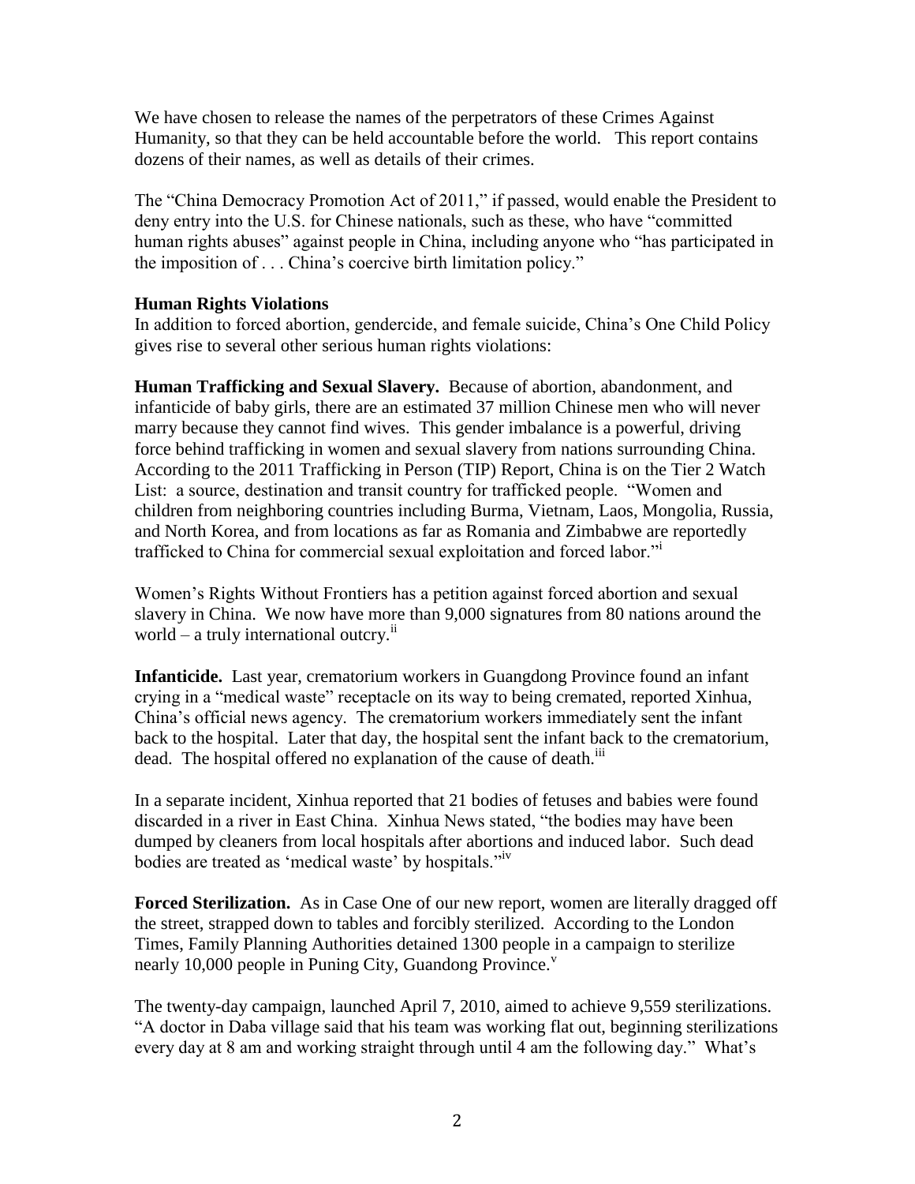We have chosen to release the names of the perpetrators of these Crimes Against Humanity, so that they can be held accountable before the world. This report contains dozens of their names, as well as details of their crimes.

The "China Democracy Promotion Act of 2011," if passed, would enable the President to deny entry into the U.S. for Chinese nationals, such as these, who have "committed human rights abuses" against people in China, including anyone who "has participated in the imposition of . . . China's coercive birth limitation policy."

**Human Rights Violations**

In addition to forced abortion, gendercide, and female suicide, China's One Child Policy gives rise to several other serious human rights violations:

**Human Trafficking and Sexual Slavery.** Because of abortion, abandonment, and infanticide of baby girls, there are an estimated 37 million Chinese men who will never marry because they cannot find wives. This gender imbalance is a powerful, driving force behind trafficking in women and sexual slavery from nations surrounding China. According to the 2011 Trafficking in Person (TIP) Report, China is on the Tier 2 Watch List: a source, destination and transit country for trafficked people. "Women and children from neighboring countries including Burma, Vietnam, Laos, Mongolia, Russia, and North Korea, and from locations as far as Romania and Zimbabwe are reportedly trafficked to China for commercial sexual exploitation and forced labor."[i]

Women's Rights Without Frontiers has a petition against forced abortion and sexual slavery in China. We now have more than 9,000 signatures from 80 nations around the world – a truly international outcry.[ii]

**Infanticide.** Last year, crematorium workers in Guangdong Province found an infant crying in a "medical waste" receptacle on its way to being cremated, reported Xinhua, China's official news agency. The crematorium workers immediately sent the infant back to the hospital. Later that day, the hospital sent the infant back to the crematorium, dead. The hospital offered no explanation of the cause of death.[iii]

In a separate incident, Xinhua reported that 21 bodies of fetuses and babies were found discarded in a river in East China. Xinhua News stated, "the bodies may have been dumped by cleaners from local hospitals after abortions and induced labor. Such dead bodies are treated as 'medical waste' by hospitals."[iv]

**Forced Sterilization.** As in Case One of our new report, women are literally dragged off the street, strapped down to tables and forcibly sterilized. According to the London Times, Family Planning Authorities detained 1300 people in a campaign to sterilize nearly 10,000 people in Puning City, Guandong Province.[v]

The twenty-day campaign, launched April 7, 2010, aimed to achieve 9,559 sterilizations. "A doctor in Daba village said that his team was working flat out, beginning sterilizations every day at 8 am and working straight through until 4 am the following day." What's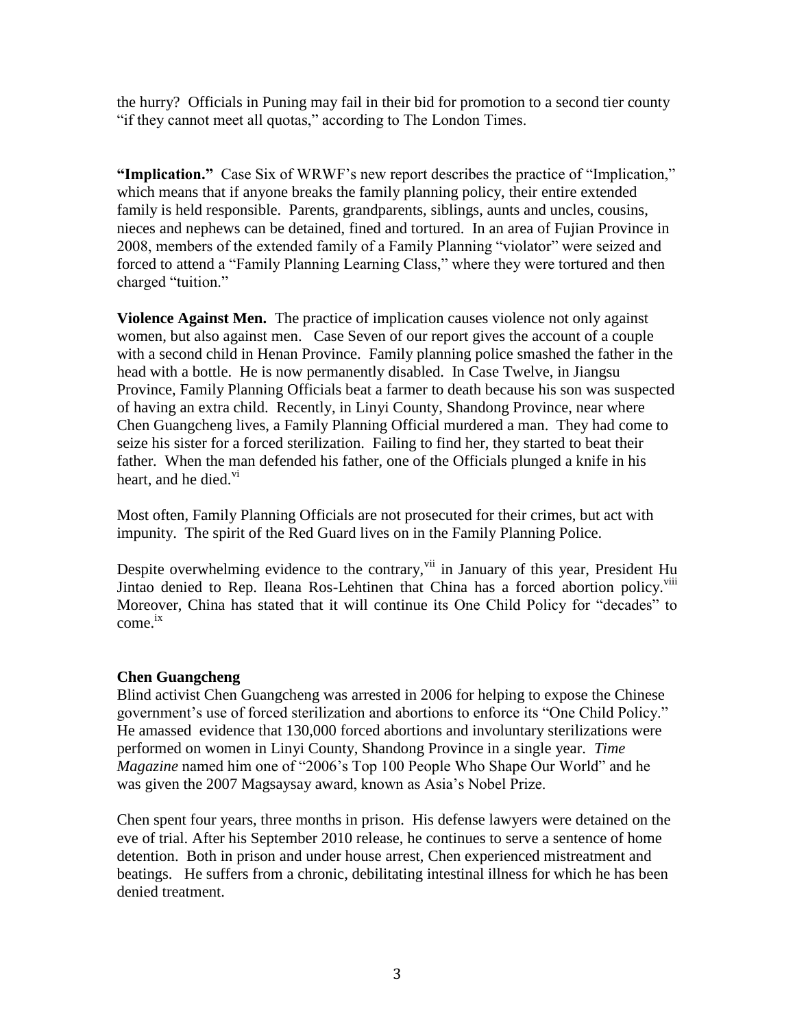the hurry? Officials in Puning may fail in their bid for promotion to a second tier county "if they cannot meet all quotas," according to The London Times.

**"Implication."** Case Six of WRWF's new report describes the practice of "Implication," which means that if anyone breaks the family planning policy, their entire extended family is held responsible. Parents, grandparents, siblings, aunts and uncles, cousins, nieces and nephews can be detained, fined and tortured. In an area of Fujian Province in 2008, members of the extended family of a Family Planning "violator" were seized and forced to attend a "Family Planning Learning Class," where they were tortured and then charged "tuition."

**Violence Against Men.** The practice of implication causes violence not only against women, but also against men. Case Seven of our report gives the account of a couple with a second child in Henan Province. Family planning police smashed the father in the head with a bottle. He is now permanently disabled. In Case Twelve, in Jiangsu Province, Family Planning Officials beat a farmer to death because his son was suspected of having an extra child. Recently, in Linyi County, Shandong Province, near where Chen Guangcheng lives, a Family Planning Official murdered a man. They had come to seize his sister for a forced sterilization. Failing to find her, they started to beat their father. When the man defended his father, one of the Officials plunged a knife in his heart, and he died.[vi]

Most often, Family Planning Officials are not prosecuted for their crimes, but act with impunity. The spirit of the Red Guard lives on in the Family Planning Police.

Despite overwhelming evidence to the contrary,[vii] in January of this year, President Hu Jintao denied to Rep. Ileana Ros-Lehtinen that China has a forced abortion policy.[viii] Moreover, China has stated that it will continue its One Child Policy for "decades" to come.[ix]

**Chen Guangcheng**

Blind activist Chen Guangcheng was arrested in 2006 for helping to expose the Chinese government's use of forced sterilization and abortions to enforce its "One Child Policy." He amassed evidence that 130,000 forced abortions and involuntary sterilizations were performed on women in Linyi County, Shandong Province in a single year. *Time Magazine* named him one of "2006's Top 100 People Who Shape Our World" and he was given the 2007 Magsaysay award, known as Asia's Nobel Prize.

Chen spent four years, three months in prison. His defense lawyers were detained on the eve of trial. After his September 2010 release, he continues to serve a sentence of home detention. Both in prison and under house arrest, Chen experienced mistreatment and beatings. He suffers from a chronic, debilitating intestinal illness for which he has been denied treatment.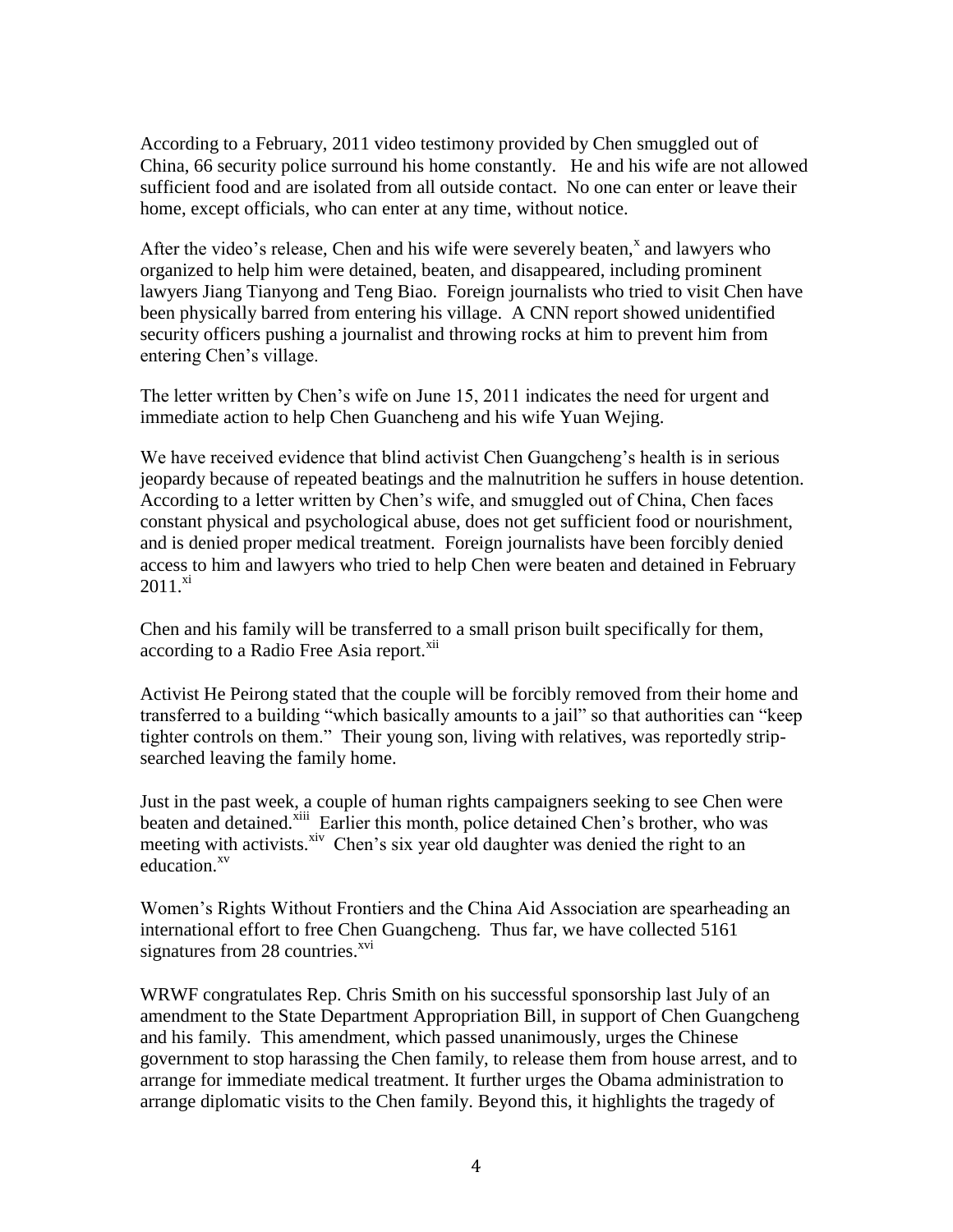According to a February, 2011 video testimony provided by Chen smuggled out of China, 66 security police surround his home constantly. He and his wife are not allowed sufficient food and are isolated from all outside contact. No one can enter or leave their home, except officials, who can enter at any time, without notice.

After the video's release, Chen and his wife were severely beaten,[x] and lawyers who organized to help him were detained, beaten, and disappeared, including prominent lawyers Jiang Tianyong and Teng Biao. Foreign journalists who tried to visit Chen have been physically barred from entering his village. A CNN report showed unidentified security officers pushing a journalist and throwing rocks at him to prevent him from entering Chen's village.

The letter written by Chen's wife on June 15, 2011 indicates the need for urgent and immediate action to help Chen Guancheng and his wife Yuan Wejing.

We have received evidence that blind activist Chen Guangcheng's health is in serious jeopardy because of repeated beatings and the malnutrition he suffers in house detention. According to a letter written by Chen's wife, and smuggled out of China, Chen faces constant physical and psychological abuse, does not get sufficient food or nourishment, and is denied proper medical treatment. Foreign journalists have been forcibly denied access to him and lawyers who tried to help Chen were beaten and detained in February 2011.[xi]

Chen and his family will be transferred to a small prison built specifically for them, according to a Radio Free Asia report.[xii]

Activist He Peirong stated that the couple will be forcibly removed from their home and transferred to a building "which basically amounts to a jail" so that authorities can "keep tighter controls on them." Their young son, living with relatives, was reportedly strip-searched leaving the family home.

Just in the past week, a couple of human rights campaigners seeking to see Chen were beaten and detained.[xiii] Earlier this month, police detained Chen's brother, who was meeting with activists.[xiv] Chen's six year old daughter was denied the right to an education.[xv]

Women's Rights Without Frontiers and the China Aid Association are spearheading an international effort to free Chen Guangcheng. Thus far, we have collected 5161 signatures from 28 countries.[xvi]

WRWF congratulates Rep. Chris Smith on his successful sponsorship last July of an amendment to the State Department Appropriation Bill, in support of Chen Guangcheng and his family. This amendment, which passed unanimously, urges the Chinese government to stop harassing the Chen family, to release them from house arrest, and to arrange for immediate medical treatment. It further urges the Obama administration to arrange diplomatic visits to the Chen family. Beyond this, it highlights the tragedy of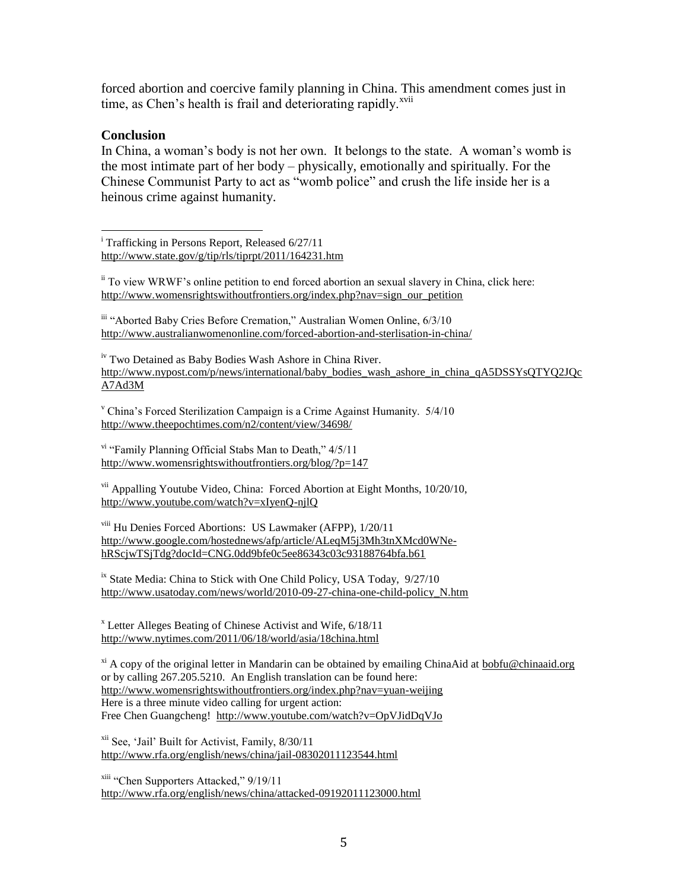forced abortion and coercive family planning in China. This amendment comes just in time, as Chen's health is frail and deteriorating rapidly.[xvii]

**Conclusion**

In China, a woman's body is not her own. It belongs to the state. A woman's womb is the most intimate part of her body – physically, emotionally and spiritually. For the Chinese Communist Party to act as "womb police" and crush the life inside her is a heinous crime against humanity.

---

[i] Trafficking in Persons Report, Released 6/27/11
http://www.state.gov/g/tip/rls/tiprpt/2011/164231.htm

[ii] To view WRWF's online petition to end forced abortion an sexual slavery in China, click here: http://www.womensrightswithoutfrontiers.org/index.php?nav=sign_our_petition

[iii] "Aborted Baby Cries Before Cremation," Australian Women Online, 6/3/10
http://www.australianwomenonline.com/forced-abortion-and-sterlisation-in-china/

[iv] Two Detained as Baby Bodies Wash Ashore in China River.
http://www.nypost.com/p/news/international/baby_bodies_wash_ashore_in_china_qA5DSSYsQTYQ2JQcA7Ad3M

[v] China's Forced Sterilization Campaign is a Crime Against Humanity. 5/4/10
http://www.theepochtimes.com/n2/content/view/34698/

[vi] "Family Planning Official Stabs Man to Death," 4/5/11
http://www.womensrightswithoutfrontiers.org/blog/?p=147

[vii] Appalling Youtube Video, China: Forced Abortion at Eight Months, 10/20/10,
http://www.youtube.com/watch?v=xIyenQ-njlQ

[viii] Hu Denies Forced Abortions: US Lawmaker (AFPP), 1/20/11
http://www.google.com/hostednews/afp/article/ALeqM5j3Mh3tnXMcd0WNe-hRScjwTSjTdg?docId=CNG.0dd9bfe0c5ee86343c03c93188764bfa.b61

[ix] State Media: China to Stick with One Child Policy, USA Today, 9/27/10
http://www.usatoday.com/news/world/2010-09-27-china-one-child-policy_N.htm

[x] Letter Alleges Beating of Chinese Activist and Wife, 6/18/11
http://www.nytimes.com/2011/06/18/world/asia/18china.html

[xi] A copy of the original letter in Mandarin can be obtained by emailing ChinaAid at bobfu@chinaaid.org or by calling 267.205.5210. An English translation can be found here:
http://www.womensrightswithoutfrontiers.org/index.php?nav=yuan-weijing
Here is a three minute video calling for urgent action:
Free Chen Guangcheng! http://www.youtube.com/watch?v=OpVJidDqVJo

[xii] See, 'Jail' Built for Activist, Family, 8/30/11
http://www.rfa.org/english/news/china/jail-08302011123544.html

[xiii] "Chen Supporters Attacked," 9/19/11
http://www.rfa.org/english/news/china/attacked-09192011123000.html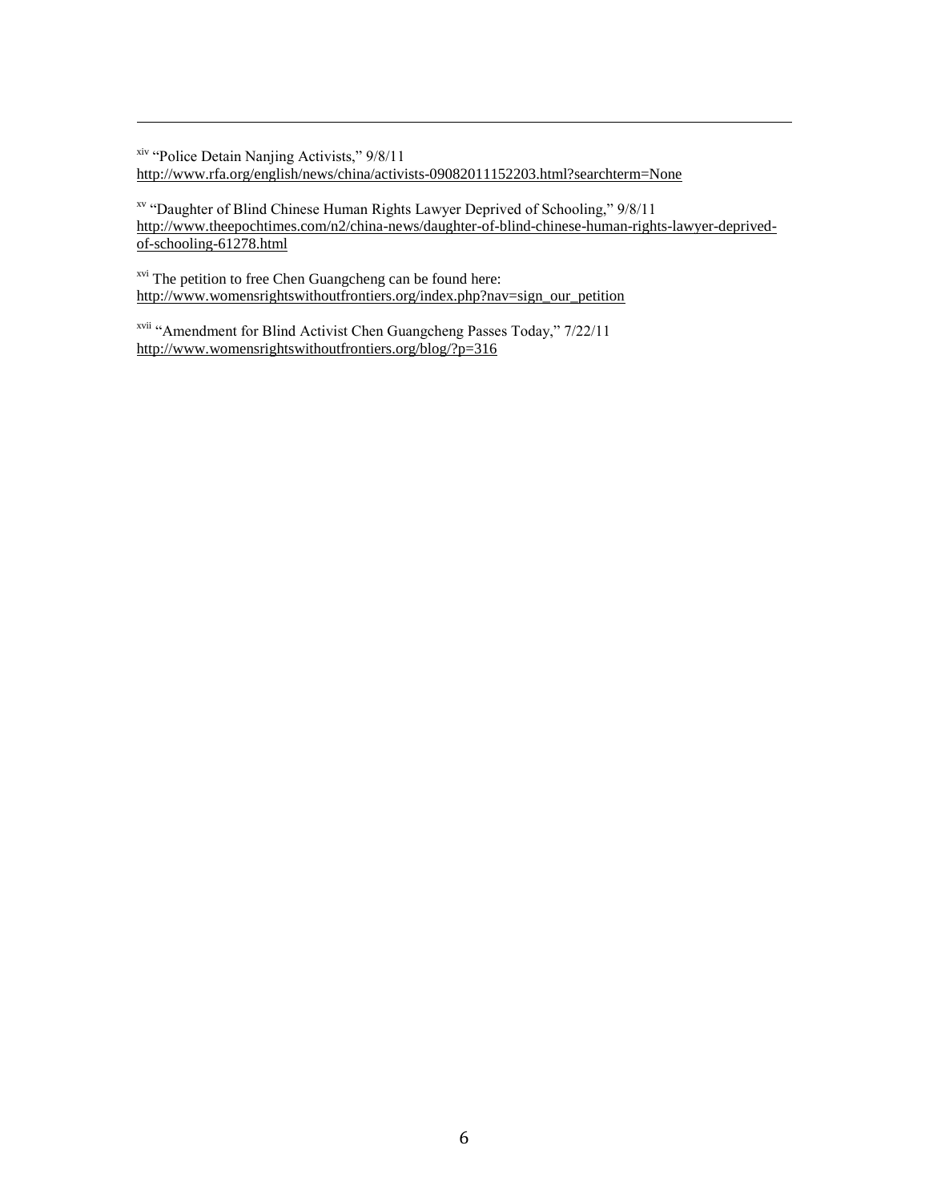[xiv] "Police Detain Nanjing Activists," 9/8/11
http://www.rfa.org/english/news/china/activists-09082011152203.html?searchterm=None

[xv] "Daughter of Blind Chinese Human Rights Lawyer Deprived of Schooling," 9/8/11
http://www.theepochtimes.com/n2/china-news/daughter-of-blind-chinese-human-rights-lawyer-deprived-of-schooling-61278.html

[xvi] The petition to free Chen Guangcheng can be found here:
http://www.womensrightswithoutfrontiers.org/index.php?nav=sign_our_petition

[xvii] "Amendment for Blind Activist Chen Guangcheng Passes Today," 7/22/11
http://www.womensrightswithoutfrontiers.org/blog/?p=316